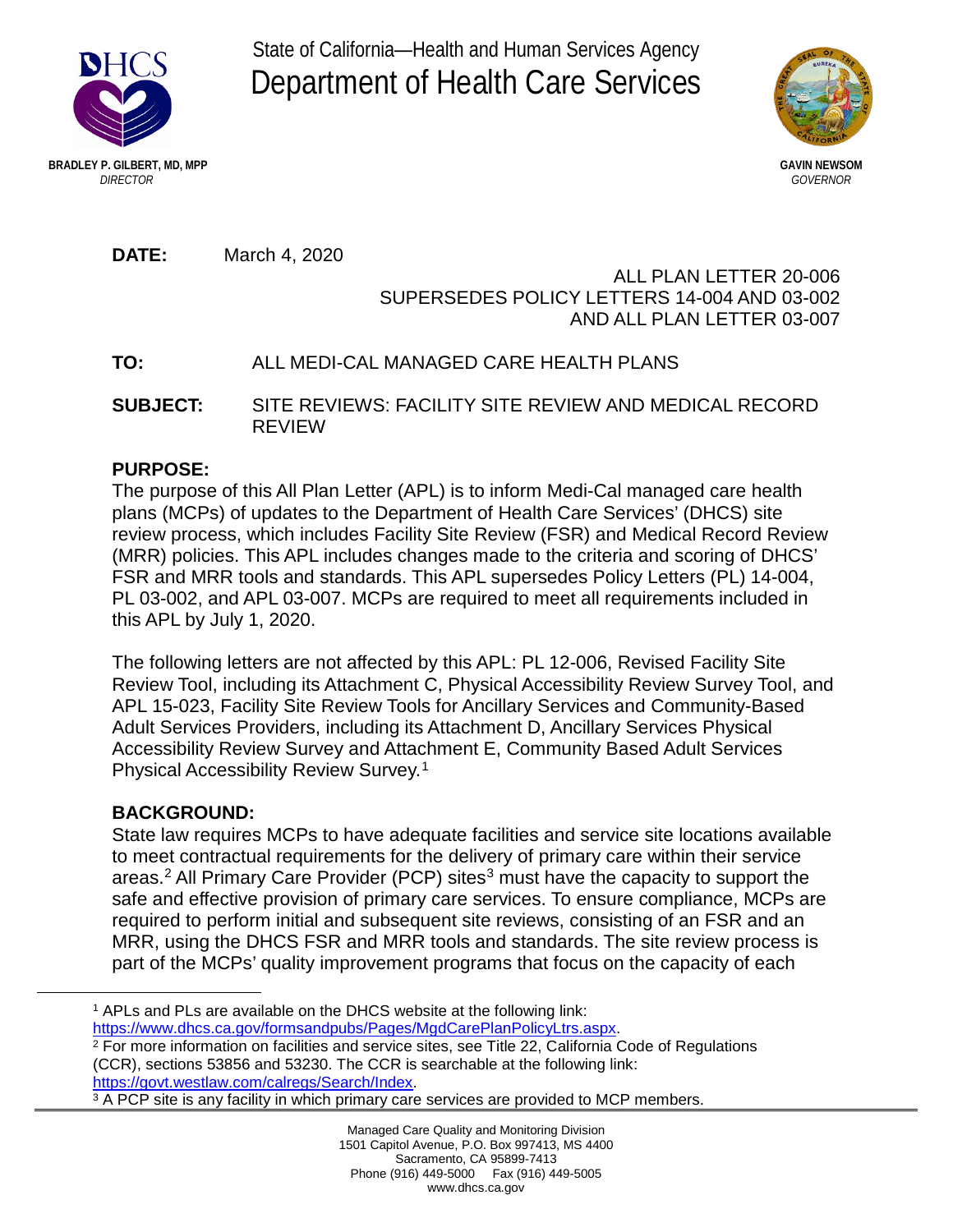DHCS

BRADLEY P. GILBERT, MD, MPP
*DIRECTOR*

State of California—Health and Human Services Agency

# Department of Health Care Services

GAVIN NEWSOM
*GOVERNOR*

**DATE:** March 4, 2020

ALL PLAN LETTER 20-006
SUPERSEDES POLICY LETTERS 14-004 AND 03-002
AND ALL PLAN LETTER 03-007

**TO:** ALL MEDI-CAL MANAGED CARE HEALTH PLANS

**SUBJECT:** SITE REVIEWS: FACILITY SITE REVIEW AND MEDICAL RECORD REVIEW

**PURPOSE:**

The purpose of this All Plan Letter (APL) is to inform Medi-Cal managed care health plans (MCPs) of updates to the Department of Health Care Services' (DHCS) site review process, which includes Facility Site Review (FSR) and Medical Record Review (MRR) policies. This APL includes changes made to the criteria and scoring of DHCS' FSR and MRR tools and standards. This APL supersedes Policy Letters (PL) 14-004, PL 03-002, and APL 03-007. MCPs are required to meet all requirements included in this APL by July 1, 2020.

The following letters are not affected by this APL: PL 12-006, Revised Facility Site Review Tool, including its Attachment C, Physical Accessibility Review Survey Tool, and APL 15-023, Facility Site Review Tools for Ancillary Services and Community-Based Adult Services Providers, including its Attachment D, Ancillary Services Physical Accessibility Review Survey and Attachment E, Community Based Adult Services Physical Accessibility Review Survey.[1]

**BACKGROUND:**

State law requires MCPs to have adequate facilities and service site locations available to meet contractual requirements for the delivery of primary care within their service areas.[2] All Primary Care Provider (PCP) sites[3] must have the capacity to support the safe and effective provision of primary care services. To ensure compliance, MCPs are required to perform initial and subsequent site reviews, consisting of an FSR and an MRR, using the DHCS FSR and MRR tools and standards. The site review process is part of the MCPs' quality improvement programs that focus on the capacity of each

---

[1] APLs and PLs are available on the DHCS website at the following link: https://www.dhcs.ca.gov/formsandpubs/Pages/MgdCarePlanPolicyLtrs.aspx.

[2] For more information on facilities and service sites, see Title 22, California Code of Regulations (CCR), sections 53856 and 53230. The CCR is searchable at the following link: https://govt.westlaw.com/calregs/Search/Index.

[3] A PCP site is any facility in which primary care services are provided to MCP members.

Managed Care Quality and Monitoring Division
1501 Capitol Avenue, P.O. Box 997413, MS 4400
Sacramento, CA 95899-7413
Phone (916) 449-5000 Fax (916) 449-5005
www.dhcs.ca.gov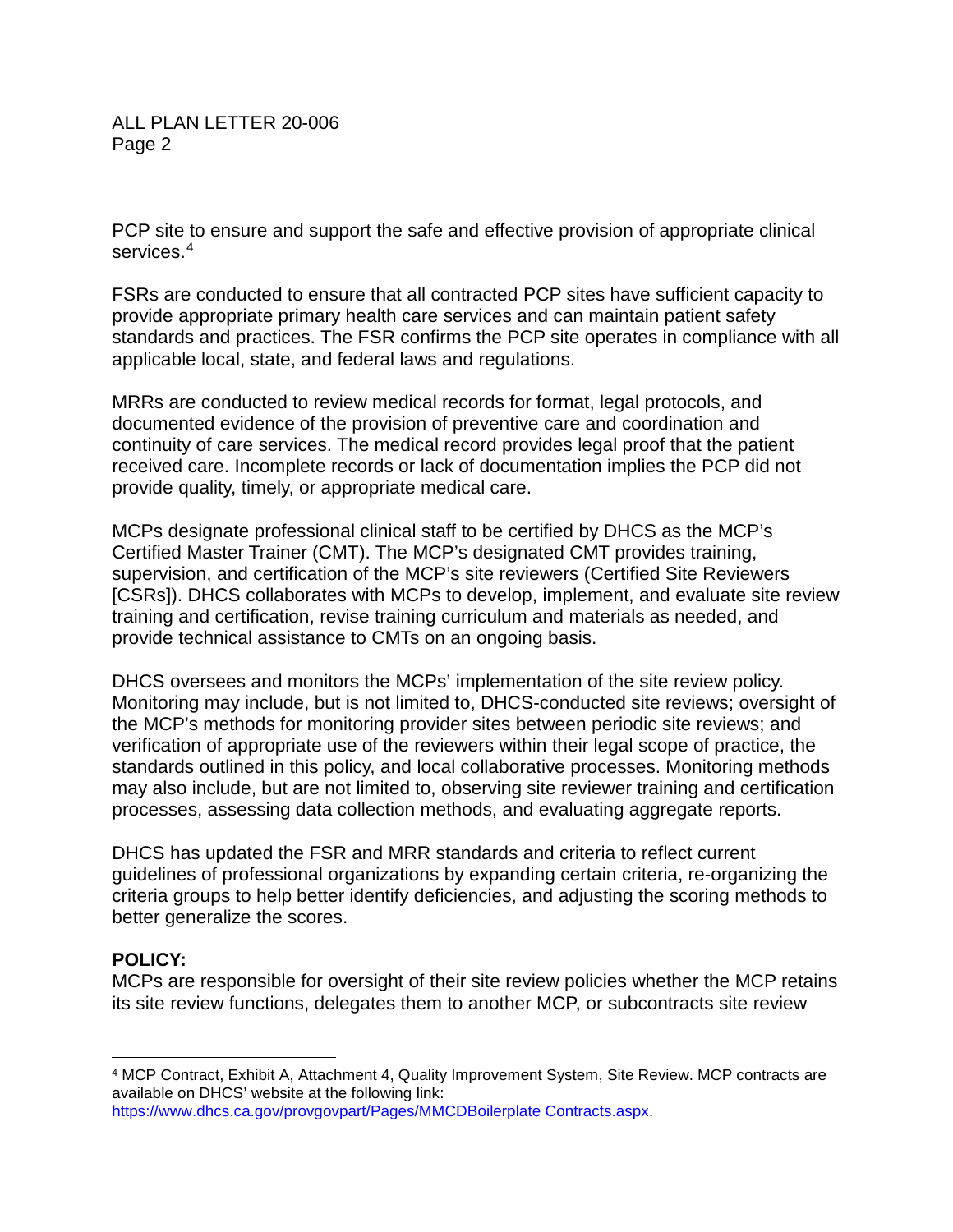PCP site to ensure and support the safe and effective provision of appropriate clinical services.[4]

FSRs are conducted to ensure that all contracted PCP sites have sufficient capacity to provide appropriate primary health care services and can maintain patient safety standards and practices. The FSR confirms the PCP site operates in compliance with all applicable local, state, and federal laws and regulations.

MRRs are conducted to review medical records for format, legal protocols, and documented evidence of the provision of preventive care and coordination and continuity of care services. The medical record provides legal proof that the patient received care. Incomplete records or lack of documentation implies the PCP did not provide quality, timely, or appropriate medical care.

MCPs designate professional clinical staff to be certified by DHCS as the MCP's Certified Master Trainer (CMT). The MCP's designated CMT provides training, supervision, and certification of the MCP's site reviewers (Certified Site Reviewers [CSRs]). DHCS collaborates with MCPs to develop, implement, and evaluate site review training and certification, revise training curriculum and materials as needed, and provide technical assistance to CMTs on an ongoing basis.

DHCS oversees and monitors the MCPs' implementation of the site review policy. Monitoring may include, but is not limited to, DHCS-conducted site reviews; oversight of the MCP's methods for monitoring provider sites between periodic site reviews; and verification of appropriate use of the reviewers within their legal scope of practice, the standards outlined in this policy, and local collaborative processes. Monitoring methods may also include, but are not limited to, observing site reviewer training and certification processes, assessing data collection methods, and evaluating aggregate reports.

DHCS has updated the FSR and MRR standards and criteria to reflect current guidelines of professional organizations by expanding certain criteria, re-organizing the criteria groups to help better identify deficiencies, and adjusting the scoring methods to better generalize the scores.

**POLICY:**
MCPs are responsible for oversight of their site review policies whether the MCP retains its site review functions, delegates them to another MCP, or subcontracts site review

---

[4] MCP Contract, Exhibit A, Attachment 4, Quality Improvement System, Site Review. MCP contracts are available on DHCS' website at the following link: https://www.dhcs.ca.gov/provgovpart/Pages/MMCDBoilerplate Contracts.aspx.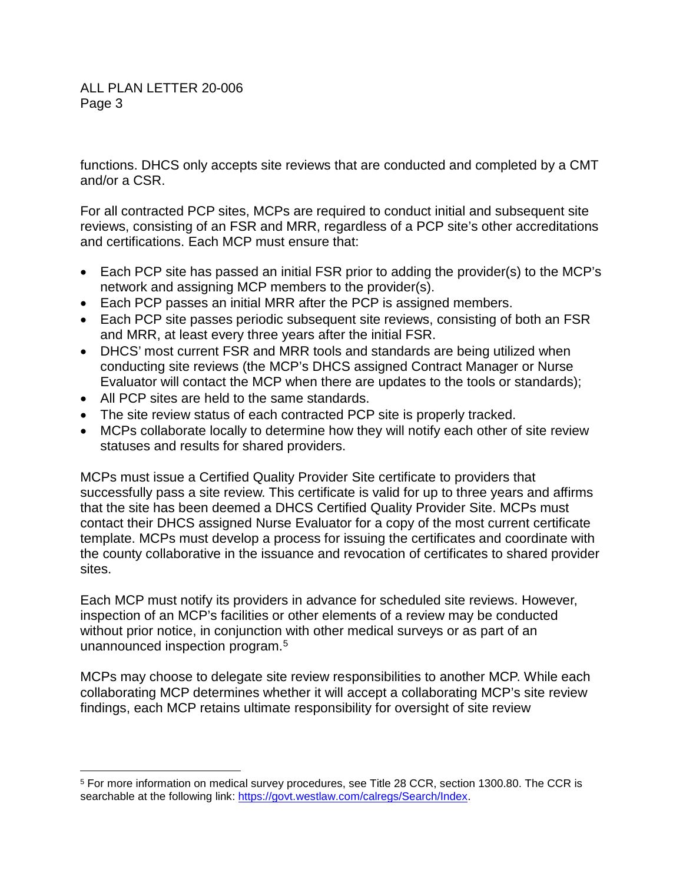functions. DHCS only accepts site reviews that are conducted and completed by a CMT and/or a CSR.

For all contracted PCP sites, MCPs are required to conduct initial and subsequent site reviews, consisting of an FSR and MRR, regardless of a PCP site's other accreditations and certifications. Each MCP must ensure that:

- Each PCP site has passed an initial FSR prior to adding the provider(s) to the MCP's network and assigning MCP members to the provider(s).
- Each PCP passes an initial MRR after the PCP is assigned members.
- Each PCP site passes periodic subsequent site reviews, consisting of both an FSR and MRR, at least every three years after the initial FSR.
- DHCS' most current FSR and MRR tools and standards are being utilized when conducting site reviews (the MCP's DHCS assigned Contract Manager or Nurse Evaluator will contact the MCP when there are updates to the tools or standards);
- All PCP sites are held to the same standards.
- The site review status of each contracted PCP site is properly tracked.
- MCPs collaborate locally to determine how they will notify each other of site review statuses and results for shared providers.

MCPs must issue a Certified Quality Provider Site certificate to providers that successfully pass a site review. This certificate is valid for up to three years and affirms that the site has been deemed a DHCS Certified Quality Provider Site. MCPs must contact their DHCS assigned Nurse Evaluator for a copy of the most current certificate template. MCPs must develop a process for issuing the certificates and coordinate with the county collaborative in the issuance and revocation of certificates to shared provider sites.

Each MCP must notify its providers in advance for scheduled site reviews. However, inspection of an MCP's facilities or other elements of a review may be conducted without prior notice, in conjunction with other medical surveys or as part of an unannounced inspection program.[5]

MCPs may choose to delegate site review responsibilities to another MCP. While each collaborating MCP determines whether it will accept a collaborating MCP's site review findings, each MCP retains ultimate responsibility for oversight of site review

---

[5] For more information on medical survey procedures, see Title 28 CCR, section 1300.80. The CCR is searchable at the following link: https://govt.westlaw.com/calregs/Search/Index.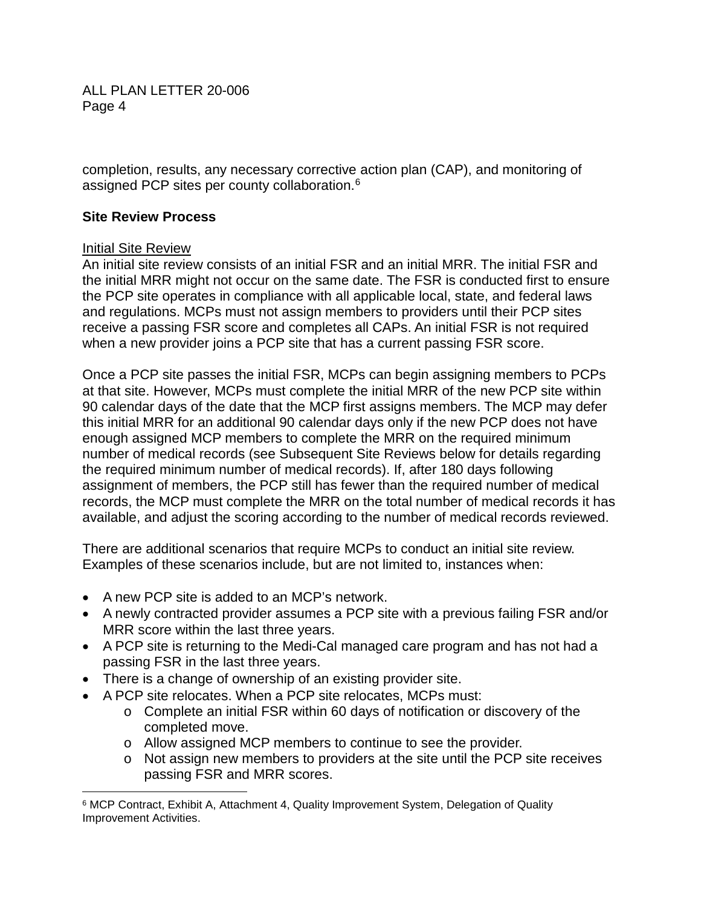completion, results, any necessary corrective action plan (CAP), and monitoring of assigned PCP sites per county collaboration.[6]

**Site Review Process**

Initial Site Review

An initial site review consists of an initial FSR and an initial MRR. The initial FSR and the initial MRR might not occur on the same date. The FSR is conducted first to ensure the PCP site operates in compliance with all applicable local, state, and federal laws and regulations. MCPs must not assign members to providers until their PCP sites receive a passing FSR score and completes all CAPs. An initial FSR is not required when a new provider joins a PCP site that has a current passing FSR score.

Once a PCP site passes the initial FSR, MCPs can begin assigning members to PCPs at that site. However, MCPs must complete the initial MRR of the new PCP site within 90 calendar days of the date that the MCP first assigns members. The MCP may defer this initial MRR for an additional 90 calendar days only if the new PCP does not have enough assigned MCP members to complete the MRR on the required minimum number of medical records (see Subsequent Site Reviews below for details regarding the required minimum number of medical records). If, after 180 days following assignment of members, the PCP still has fewer than the required number of medical records, the MCP must complete the MRR on the total number of medical records it has available, and adjust the scoring according to the number of medical records reviewed.

There are additional scenarios that require MCPs to conduct an initial site review. Examples of these scenarios include, but are not limited to, instances when:

- A new PCP site is added to an MCP's network.
- A newly contracted provider assumes a PCP site with a previous failing FSR and/or MRR score within the last three years.
- A PCP site is returning to the Medi-Cal managed care program and has not had a passing FSR in the last three years.
- There is a change of ownership of an existing provider site.
- A PCP site relocates. When a PCP site relocates, MCPs must:
  - Complete an initial FSR within 60 days of notification or discovery of the completed move.
  - Allow assigned MCP members to continue to see the provider.
  - Not assign new members to providers at the site until the PCP site receives passing FSR and MRR scores.

---

[6] MCP Contract, Exhibit A, Attachment 4, Quality Improvement System, Delegation of Quality Improvement Activities.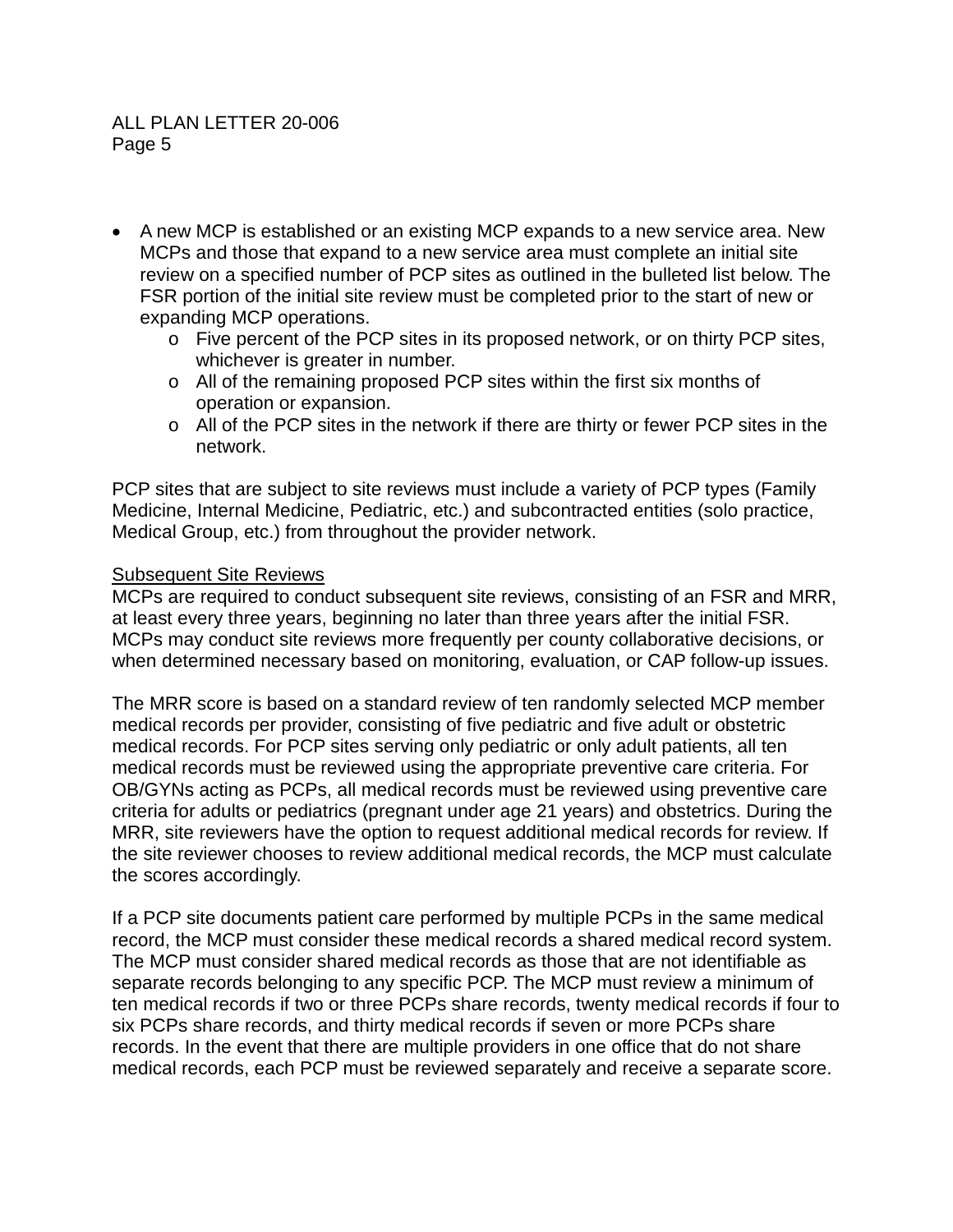- A new MCP is established or an existing MCP expands to a new service area. New MCPs and those that expand to a new service area must complete an initial site review on a specified number of PCP sites as outlined in the bulleted list below. The FSR portion of the initial site review must be completed prior to the start of new or expanding MCP operations.
  - Five percent of the PCP sites in its proposed network, or on thirty PCP sites, whichever is greater in number.
  - All of the remaining proposed PCP sites within the first six months of operation or expansion.
  - All of the PCP sites in the network if there are thirty or fewer PCP sites in the network.

PCP sites that are subject to site reviews must include a variety of PCP types (Family Medicine, Internal Medicine, Pediatric, etc.) and subcontracted entities (solo practice, Medical Group, etc.) from throughout the provider network.

<u>Subsequent Site Reviews</u>

MCPs are required to conduct subsequent site reviews, consisting of an FSR and MRR, at least every three years, beginning no later than three years after the initial FSR. MCPs may conduct site reviews more frequently per county collaborative decisions, or when determined necessary based on monitoring, evaluation, or CAP follow-up issues.

The MRR score is based on a standard review of ten randomly selected MCP member medical records per provider, consisting of five pediatric and five adult or obstetric medical records. For PCP sites serving only pediatric or only adult patients, all ten medical records must be reviewed using the appropriate preventive care criteria. For OB/GYNs acting as PCPs, all medical records must be reviewed using preventive care criteria for adults or pediatrics (pregnant under age 21 years) and obstetrics. During the MRR, site reviewers have the option to request additional medical records for review. If the site reviewer chooses to review additional medical records, the MCP must calculate the scores accordingly.

If a PCP site documents patient care performed by multiple PCPs in the same medical record, the MCP must consider these medical records a shared medical record system. The MCP must consider shared medical records as those that are not identifiable as separate records belonging to any specific PCP. The MCP must review a minimum of ten medical records if two or three PCPs share records, twenty medical records if four to six PCPs share records, and thirty medical records if seven or more PCPs share records. In the event that there are multiple providers in one office that do not share medical records, each PCP must be reviewed separately and receive a separate score.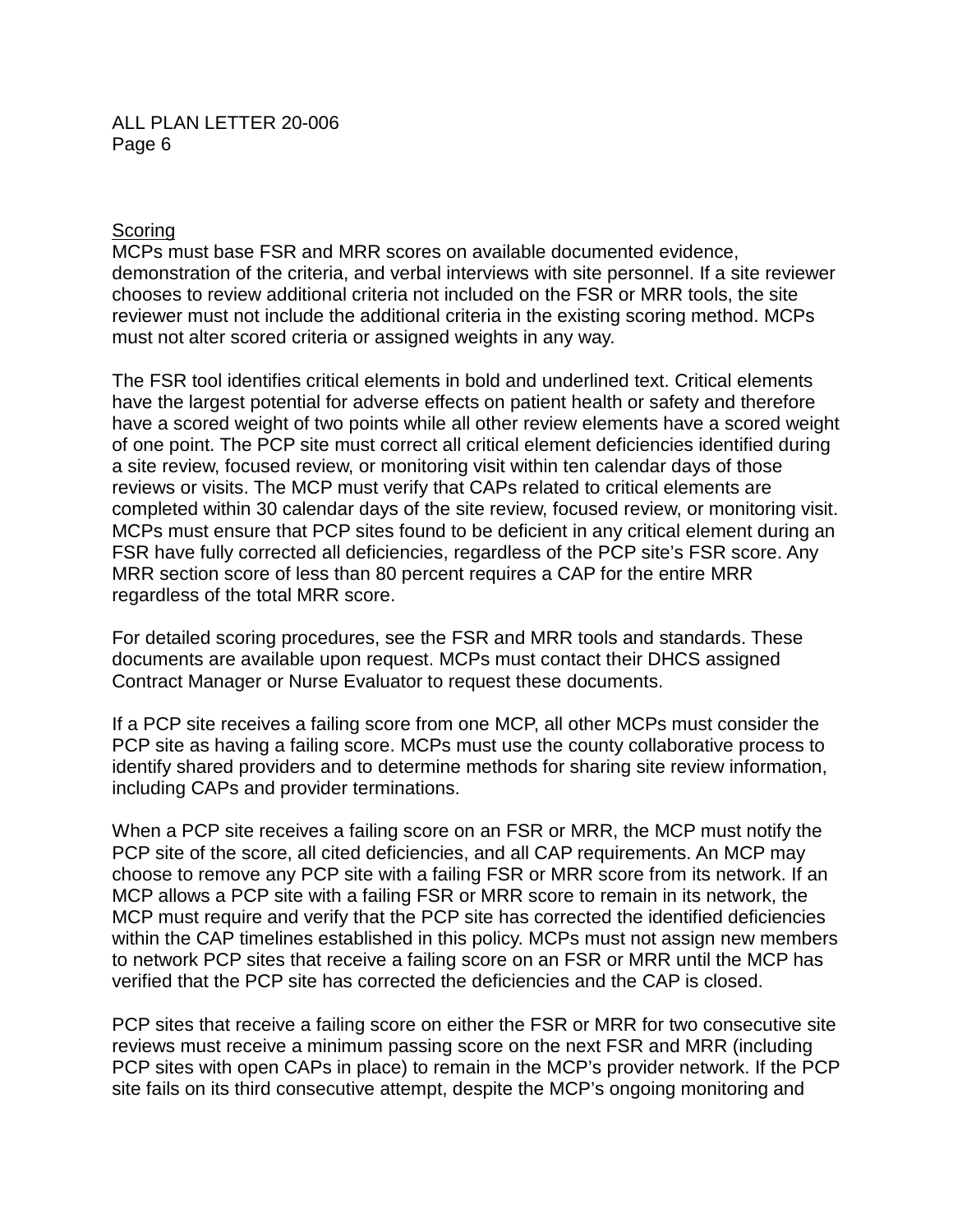Scoring

MCPs must base FSR and MRR scores on available documented evidence, demonstration of the criteria, and verbal interviews with site personnel. If a site reviewer chooses to review additional criteria not included on the FSR or MRR tools, the site reviewer must not include the additional criteria in the existing scoring method. MCPs must not alter scored criteria or assigned weights in any way.

The FSR tool identifies critical elements in bold and underlined text. Critical elements have the largest potential for adverse effects on patient health or safety and therefore have a scored weight of two points while all other review elements have a scored weight of one point. The PCP site must correct all critical element deficiencies identified during a site review, focused review, or monitoring visit within ten calendar days of those reviews or visits. The MCP must verify that CAPs related to critical elements are completed within 30 calendar days of the site review, focused review, or monitoring visit. MCPs must ensure that PCP sites found to be deficient in any critical element during an FSR have fully corrected all deficiencies, regardless of the PCP site's FSR score. Any MRR section score of less than 80 percent requires a CAP for the entire MRR regardless of the total MRR score.

For detailed scoring procedures, see the FSR and MRR tools and standards. These documents are available upon request. MCPs must contact their DHCS assigned Contract Manager or Nurse Evaluator to request these documents.

If a PCP site receives a failing score from one MCP, all other MCPs must consider the PCP site as having a failing score. MCPs must use the county collaborative process to identify shared providers and to determine methods for sharing site review information, including CAPs and provider terminations.

When a PCP site receives a failing score on an FSR or MRR, the MCP must notify the PCP site of the score, all cited deficiencies, and all CAP requirements. An MCP may choose to remove any PCP site with a failing FSR or MRR score from its network. If an MCP allows a PCP site with a failing FSR or MRR score to remain in its network, the MCP must require and verify that the PCP site has corrected the identified deficiencies within the CAP timelines established in this policy. MCPs must not assign new members to network PCP sites that receive a failing score on an FSR or MRR until the MCP has verified that the PCP site has corrected the deficiencies and the CAP is closed.

PCP sites that receive a failing score on either the FSR or MRR for two consecutive site reviews must receive a minimum passing score on the next FSR and MRR (including PCP sites with open CAPs in place) to remain in the MCP's provider network. If the PCP site fails on its third consecutive attempt, despite the MCP's ongoing monitoring and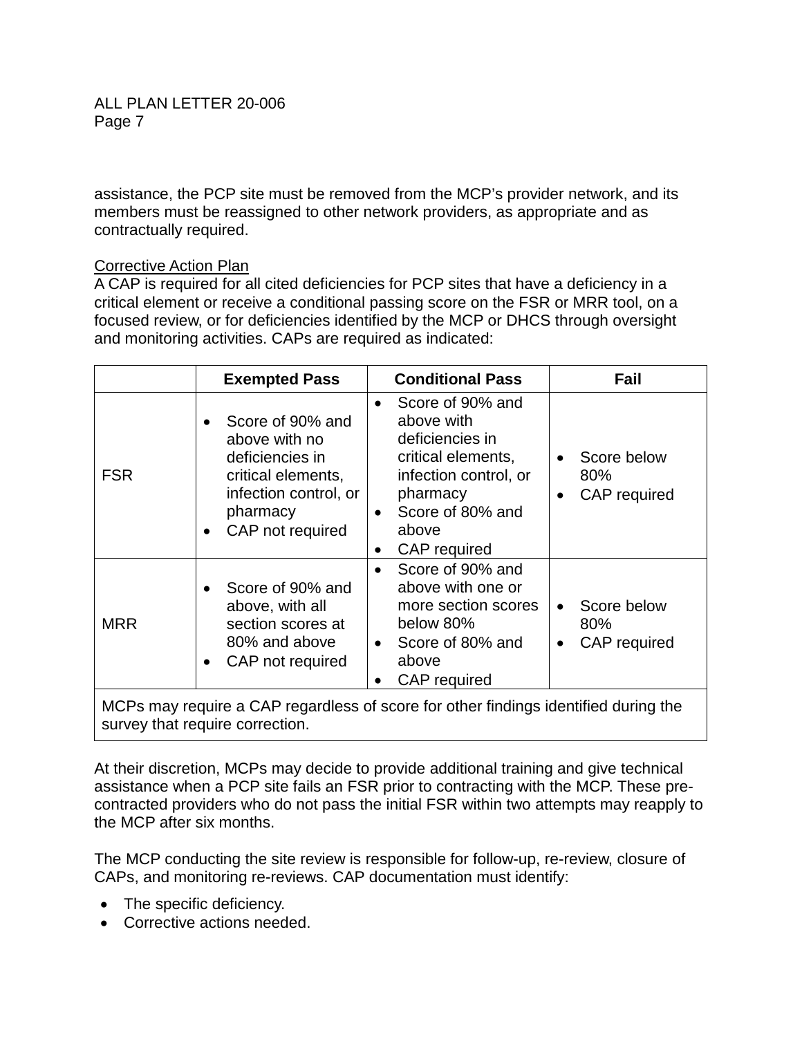assistance, the PCP site must be removed from the MCP's provider network, and its members must be reassigned to other network providers, as appropriate and as contractually required.

Corrective Action Plan

A CAP is required for all cited deficiencies for PCP sites that have a deficiency in a critical element or receive a conditional passing score on the FSR or MRR tool, on a focused review, or for deficiencies identified by the MCP or DHCS through oversight and monitoring activities. CAPs are required as indicated:

| | Exempted Pass | Conditional Pass | Fail |
|---|---|---|---|
| FSR | • Score of 90% and above with no deficiencies in critical elements, infection control, or pharmacy<br>• CAP not required | • Score of 90% and above with deficiencies in critical elements, infection control, or pharmacy<br>• Score of 80% and above<br>• CAP required | • Score below 80%<br>• CAP required |
| MRR | • Score of 90% and above, with all section scores at 80% and above<br>• CAP not required | • Score of 90% and above with one or more section scores below 80%<br>• Score of 80% and above<br>• CAP required | • Score below 80%<br>• CAP required |
| MCPs may require a CAP regardless of score for other findings identified during the survey that require correction. | | | |

At their discretion, MCPs may decide to provide additional training and give technical assistance when a PCP site fails an FSR prior to contracting with the MCP. These pre-contracted providers who do not pass the initial FSR within two attempts may reapply to the MCP after six months.

The MCP conducting the site review is responsible for follow-up, re-review, closure of CAPs, and monitoring re-reviews. CAP documentation must identify:

- The specific deficiency.
- Corrective actions needed.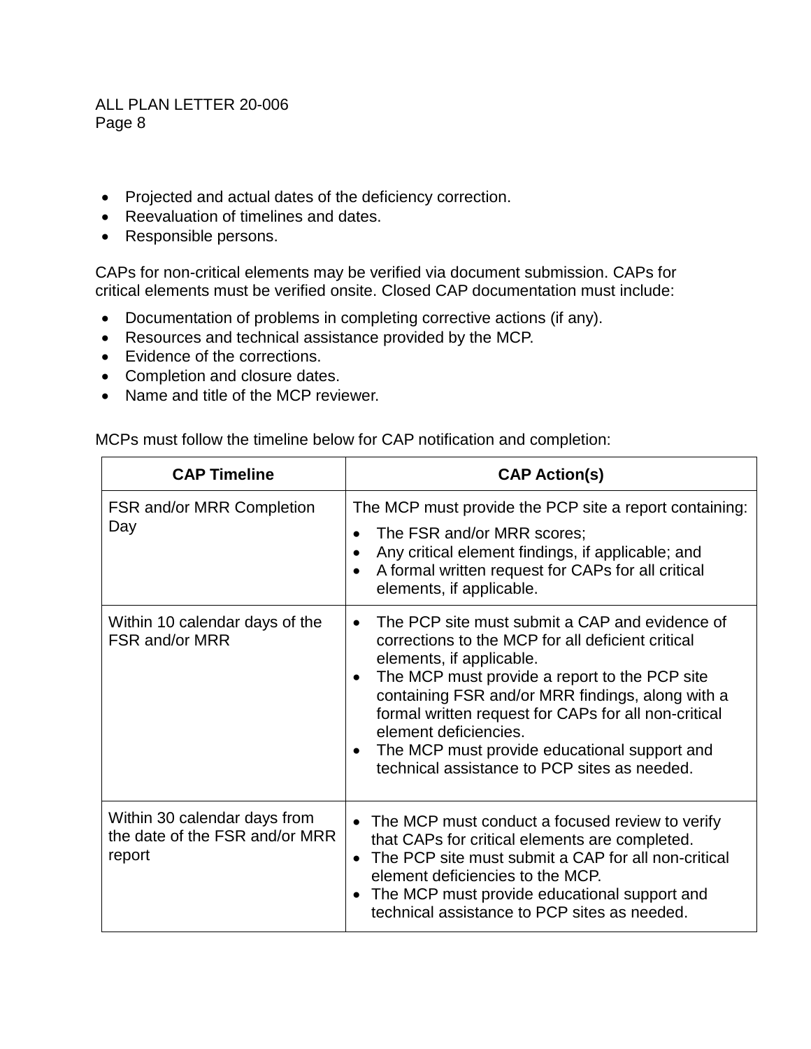- Projected and actual dates of the deficiency correction.
- Reevaluation of timelines and dates.
- Responsible persons.

CAPs for non-critical elements may be verified via document submission. CAPs for critical elements must be verified onsite. Closed CAP documentation must include:

- Documentation of problems in completing corrective actions (if any).
- Resources and technical assistance provided by the MCP.
- Evidence of the corrections.
- Completion and closure dates.
- Name and title of the MCP reviewer.

MCPs must follow the timeline below for CAP notification and completion:

| CAP Timeline | CAP Action(s) |
| --- | --- |
| FSR and/or MRR Completion Day | The MCP must provide the PCP site a report containing:<br>• The FSR and/or MRR scores;<br>• Any critical element findings, if applicable; and<br>• A formal written request for CAPs for all critical elements, if applicable. |
| Within 10 calendar days of the FSR and/or MRR | • The PCP site must submit a CAP and evidence of corrections to the MCP for all deficient critical elements, if applicable.<br>• The MCP must provide a report to the PCP site containing FSR and/or MRR findings, along with a formal written request for CAPs for all non-critical element deficiencies.<br>• The MCP must provide educational support and technical assistance to PCP sites as needed. |
| Within 30 calendar days from the date of the FSR and/or MRR report | • The MCP must conduct a focused review to verify that CAPs for critical elements are completed.<br>• The PCP site must submit a CAP for all non-critical element deficiencies to the MCP.<br>• The MCP must provide educational support and technical assistance to PCP sites as needed. |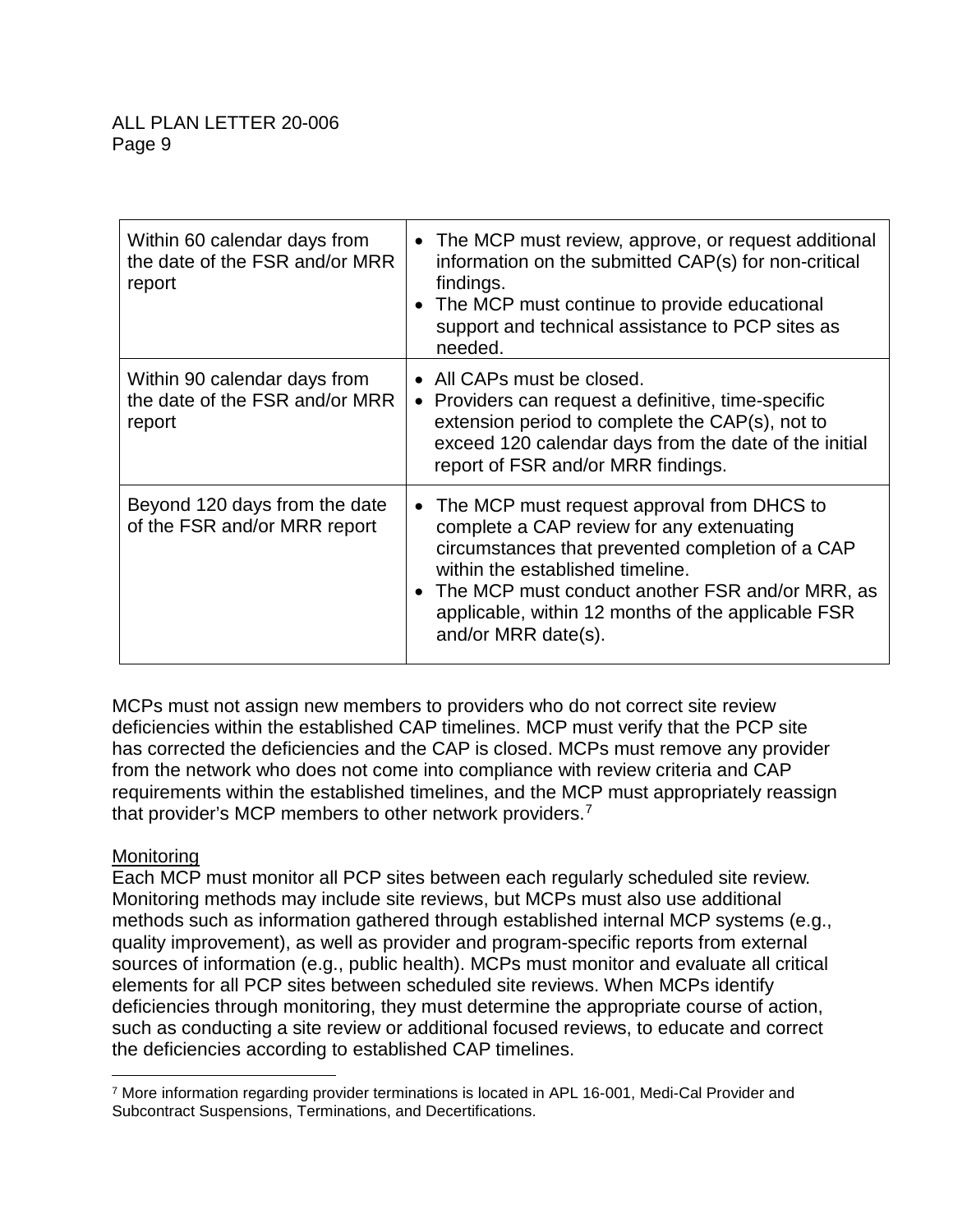| | |
|---|---|
| Within 60 calendar days from the date of the FSR and/or MRR report | • The MCP must review, approve, or request additional information on the submitted CAP(s) for non-critical findings.<br>• The MCP must continue to provide educational support and technical assistance to PCP sites as needed. |
| Within 90 calendar days from the date of the FSR and/or MRR report | • All CAPs must be closed.<br>• Providers can request a definitive, time-specific extension period to complete the CAP(s), not to exceed 120 calendar days from the date of the initial report of FSR and/or MRR findings. |
| Beyond 120 days from the date of the FSR and/or MRR report | • The MCP must request approval from DHCS to complete a CAP review for any extenuating circumstances that prevented completion of a CAP within the established timeline.<br>• The MCP must conduct another FSR and/or MRR, as applicable, within 12 months of the applicable FSR and/or MRR date(s). |

MCPs must not assign new members to providers who do not correct site review deficiencies within the established CAP timelines. MCP must verify that the PCP site has corrected the deficiencies and the CAP is closed. MCPs must remove any provider from the network who does not come into compliance with review criteria and CAP requirements within the established timelines, and the MCP must appropriately reassign that provider's MCP members to other network providers.[7]

Monitoring

Each MCP must monitor all PCP sites between each regularly scheduled site review. Monitoring methods may include site reviews, but MCPs must also use additional methods such as information gathered through established internal MCP systems (e.g., quality improvement), as well as provider and program-specific reports from external sources of information (e.g., public health). MCPs must monitor and evaluate all critical elements for all PCP sites between scheduled site reviews. When MCPs identify deficiencies through monitoring, they must determine the appropriate course of action, such as conducting a site review or additional focused reviews, to educate and correct the deficiencies according to established CAP timelines.

[7] More information regarding provider terminations is located in APL 16-001, Medi-Cal Provider and Subcontract Suspensions, Terminations, and Decertifications.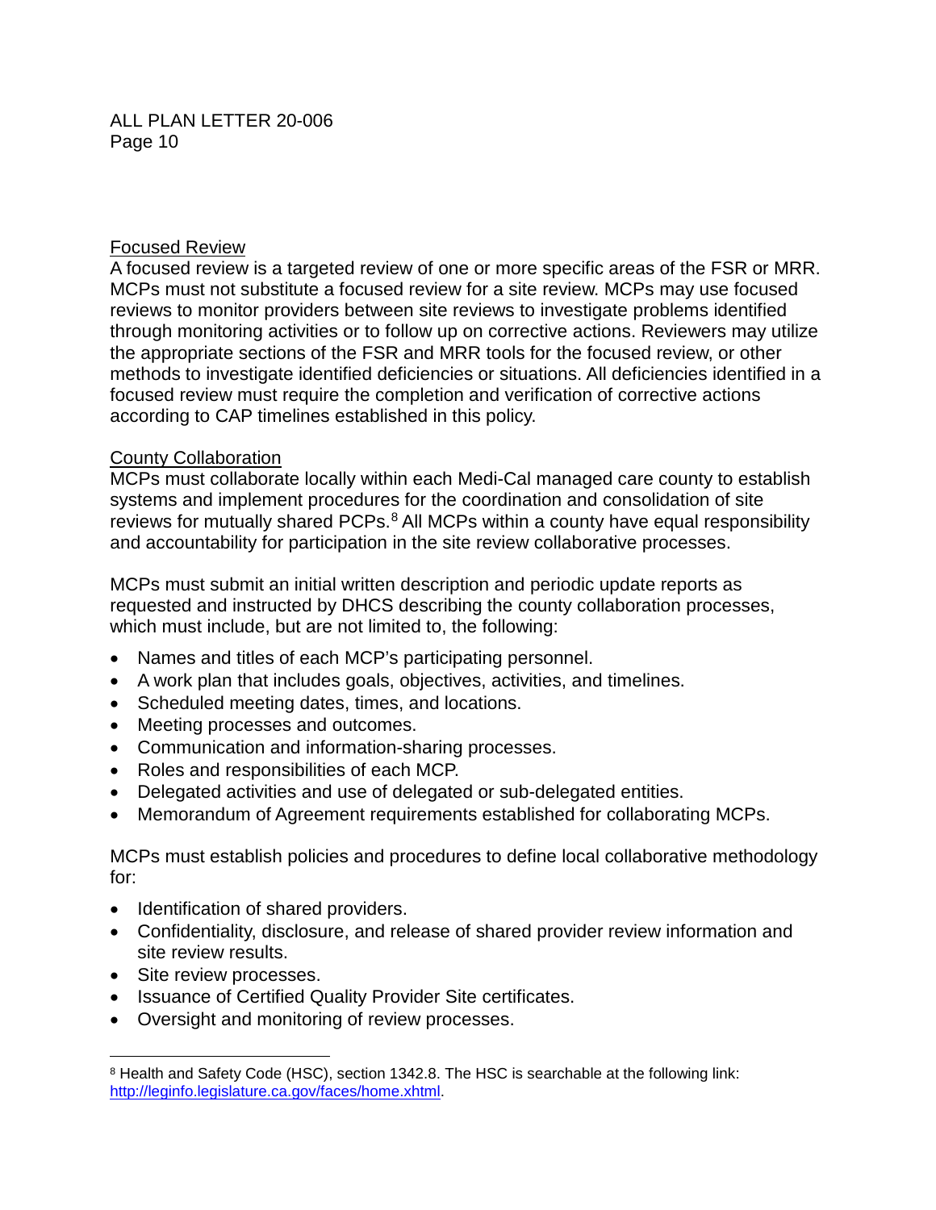## Focused Review

A focused review is a targeted review of one or more specific areas of the FSR or MRR. MCPs must not substitute a focused review for a site review. MCPs may use focused reviews to monitor providers between site reviews to investigate problems identified through monitoring activities or to follow up on corrective actions. Reviewers may utilize the appropriate sections of the FSR and MRR tools for the focused review, or other methods to investigate identified deficiencies or situations. All deficiencies identified in a focused review must require the completion and verification of corrective actions according to CAP timelines established in this policy.

## County Collaboration

MCPs must collaborate locally within each Medi-Cal managed care county to establish systems and implement procedures for the coordination and consolidation of site reviews for mutually shared PCPs.[8] All MCPs within a county have equal responsibility and accountability for participation in the site review collaborative processes.

MCPs must submit an initial written description and periodic update reports as requested and instructed by DHCS describing the county collaboration processes, which must include, but are not limited to, the following:

- Names and titles of each MCP's participating personnel.
- A work plan that includes goals, objectives, activities, and timelines.
- Scheduled meeting dates, times, and locations.
- Meeting processes and outcomes.
- Communication and information-sharing processes.
- Roles and responsibilities of each MCP.
- Delegated activities and use of delegated or sub-delegated entities.
- Memorandum of Agreement requirements established for collaborating MCPs.

MCPs must establish policies and procedures to define local collaborative methodology for:

- Identification of shared providers.
- Confidentiality, disclosure, and release of shared provider review information and site review results.
- Site review processes.
- Issuance of Certified Quality Provider Site certificates.
- Oversight and monitoring of review processes.

---

[8] Health and Safety Code (HSC), section 1342.8. The HSC is searchable at the following link: http://leginfo.legislature.ca.gov/faces/home.xhtml.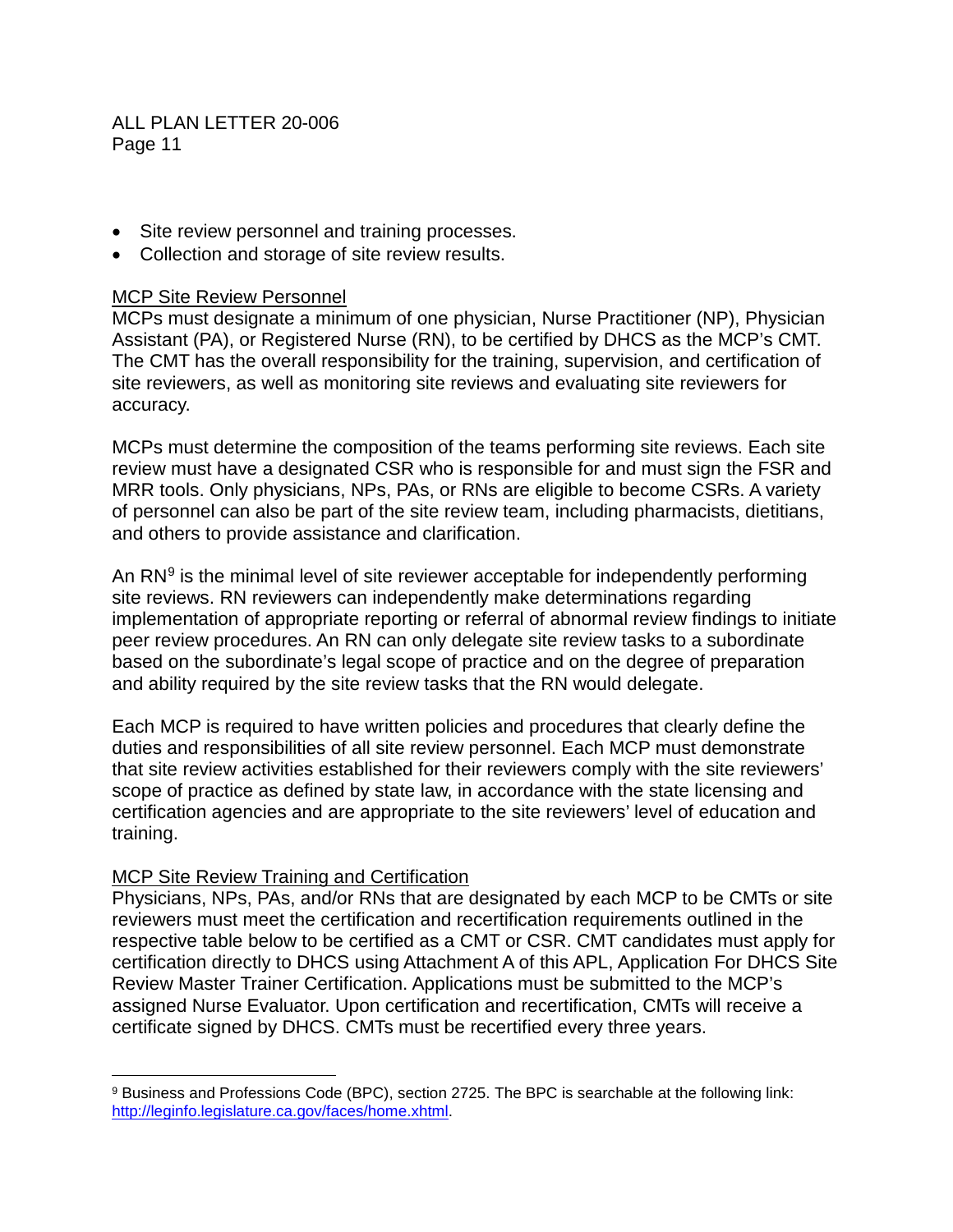- Site review personnel and training processes.
- Collection and storage of site review results.

MCP Site Review Personnel

MCPs must designate a minimum of one physician, Nurse Practitioner (NP), Physician Assistant (PA), or Registered Nurse (RN), to be certified by DHCS as the MCP's CMT. The CMT has the overall responsibility for the training, supervision, and certification of site reviewers, as well as monitoring site reviews and evaluating site reviewers for accuracy.

MCPs must determine the composition of the teams performing site reviews. Each site review must have a designated CSR who is responsible for and must sign the FSR and MRR tools. Only physicians, NPs, PAs, or RNs are eligible to become CSRs. A variety of personnel can also be part of the site review team, including pharmacists, dietitians, and others to provide assistance and clarification.

An RN[9] is the minimal level of site reviewer acceptable for independently performing site reviews. RN reviewers can independently make determinations regarding implementation of appropriate reporting or referral of abnormal review findings to initiate peer review procedures. An RN can only delegate site review tasks to a subordinate based on the subordinate's legal scope of practice and on the degree of preparation and ability required by the site review tasks that the RN would delegate.

Each MCP is required to have written policies and procedures that clearly define the duties and responsibilities of all site review personnel. Each MCP must demonstrate that site review activities established for their reviewers comply with the site reviewers' scope of practice as defined by state law, in accordance with the state licensing and certification agencies and are appropriate to the site reviewers' level of education and training.

MCP Site Review Training and Certification

Physicians, NPs, PAs, and/or RNs that are designated by each MCP to be CMTs or site reviewers must meet the certification and recertification requirements outlined in the respective table below to be certified as a CMT or CSR. CMT candidates must apply for certification directly to DHCS using Attachment A of this APL, Application For DHCS Site Review Master Trainer Certification. Applications must be submitted to the MCP's assigned Nurse Evaluator. Upon certification and recertification, CMTs will receive a certificate signed by DHCS. CMTs must be recertified every three years.

[9] Business and Professions Code (BPC), section 2725. The BPC is searchable at the following link: http://leginfo.legislature.ca.gov/faces/home.xhtml.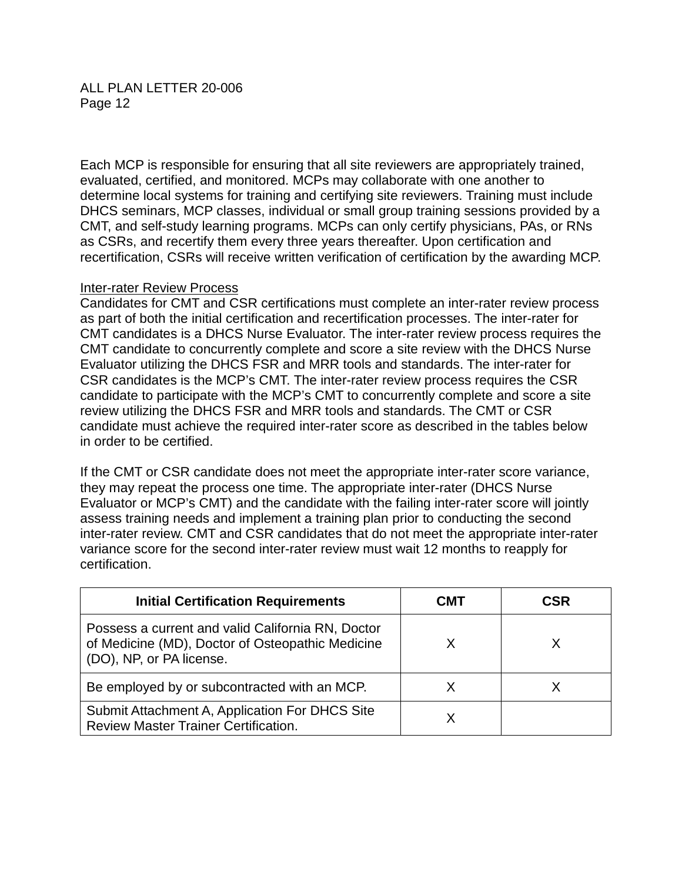Each MCP is responsible for ensuring that all site reviewers are appropriately trained, evaluated, certified, and monitored. MCPs may collaborate with one another to determine local systems for training and certifying site reviewers. Training must include DHCS seminars, MCP classes, individual or small group training sessions provided by a CMT, and self-study learning programs. MCPs can only certify physicians, PAs, or RNs as CSRs, and recertify them every three years thereafter. Upon certification and recertification, CSRs will receive written verification of certification by the awarding MCP.

<u>Inter-rater Review Process</u>

Candidates for CMT and CSR certifications must complete an inter-rater review process as part of both the initial certification and recertification processes. The inter-rater for CMT candidates is a DHCS Nurse Evaluator. The inter-rater review process requires the CMT candidate to concurrently complete and score a site review with the DHCS Nurse Evaluator utilizing the DHCS FSR and MRR tools and standards. The inter-rater for CSR candidates is the MCP's CMT. The inter-rater review process requires the CSR candidate to participate with the MCP's CMT to concurrently complete and score a site review utilizing the DHCS FSR and MRR tools and standards. The CMT or CSR candidate must achieve the required inter-rater score as described in the tables below in order to be certified.

If the CMT or CSR candidate does not meet the appropriate inter-rater score variance, they may repeat the process one time. The appropriate inter-rater (DHCS Nurse Evaluator or MCP's CMT) and the candidate with the failing inter-rater score will jointly assess training needs and implement a training plan prior to conducting the second inter-rater review. CMT and CSR candidates that do not meet the appropriate inter-rater variance score for the second inter-rater review must wait 12 months to reapply for certification.

| Initial Certification Requirements | CMT | CSR |
|---|---|---|
| Possess a current and valid California RN, Doctor of Medicine (MD), Doctor of Osteopathic Medicine (DO), NP, or PA license. | X | X |
| Be employed by or subcontracted with an MCP. | X | X |
| Submit Attachment A, Application For DHCS Site Review Master Trainer Certification. | X | |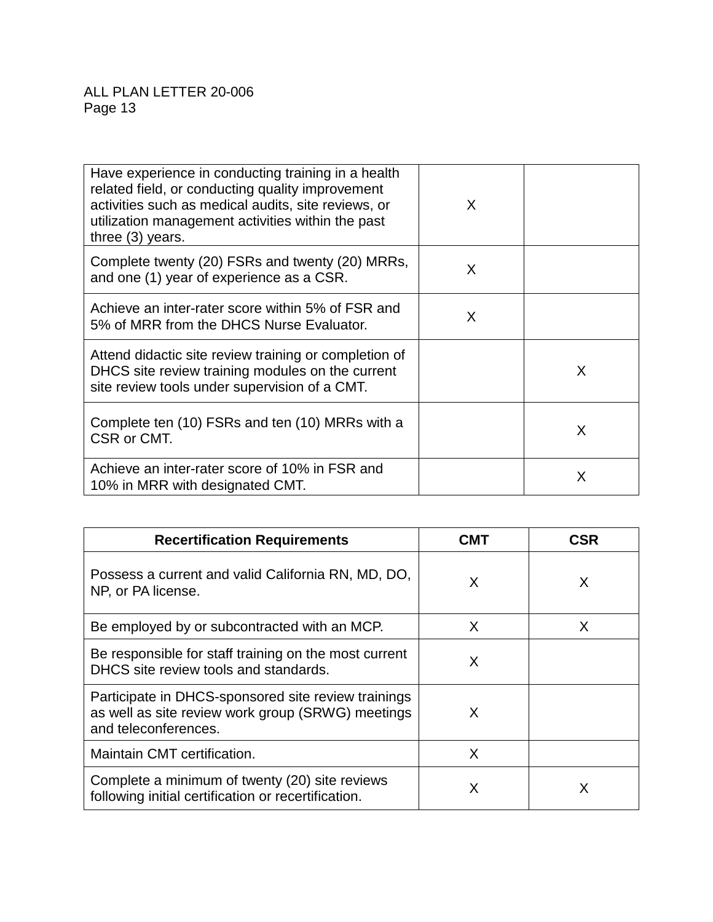| | | |
|---|---|---|
| Have experience in conducting training in a health related field, or conducting quality improvement activities such as medical audits, site reviews, or utilization management activities within the past three (3) years. | X | |
| Complete twenty (20) FSRs and twenty (20) MRRs, and one (1) year of experience as a CSR. | X | |
| Achieve an inter-rater score within 5% of FSR and 5% of MRR from the DHCS Nurse Evaluator. | X | |
| Attend didactic site review training or completion of DHCS site review training modules on the current site review tools under supervision of a CMT. | | X |
| Complete ten (10) FSRs and ten (10) MRRs with a CSR or CMT. | | X |
| Achieve an inter-rater score of 10% in FSR and 10% in MRR with designated CMT. | | X |

| Recertification Requirements | CMT | CSR |
|---|---|---|
| Possess a current and valid California RN, MD, DO, NP, or PA license. | X | X |
| Be employed by or subcontracted with an MCP. | X | X |
| Be responsible for staff training on the most current DHCS site review tools and standards. | X | |
| Participate in DHCS-sponsored site review trainings as well as site review work group (SRWG) meetings and teleconferences. | X | |
| Maintain CMT certification. | X | |
| Complete a minimum of twenty (20) site reviews following initial certification or recertification. | X | X |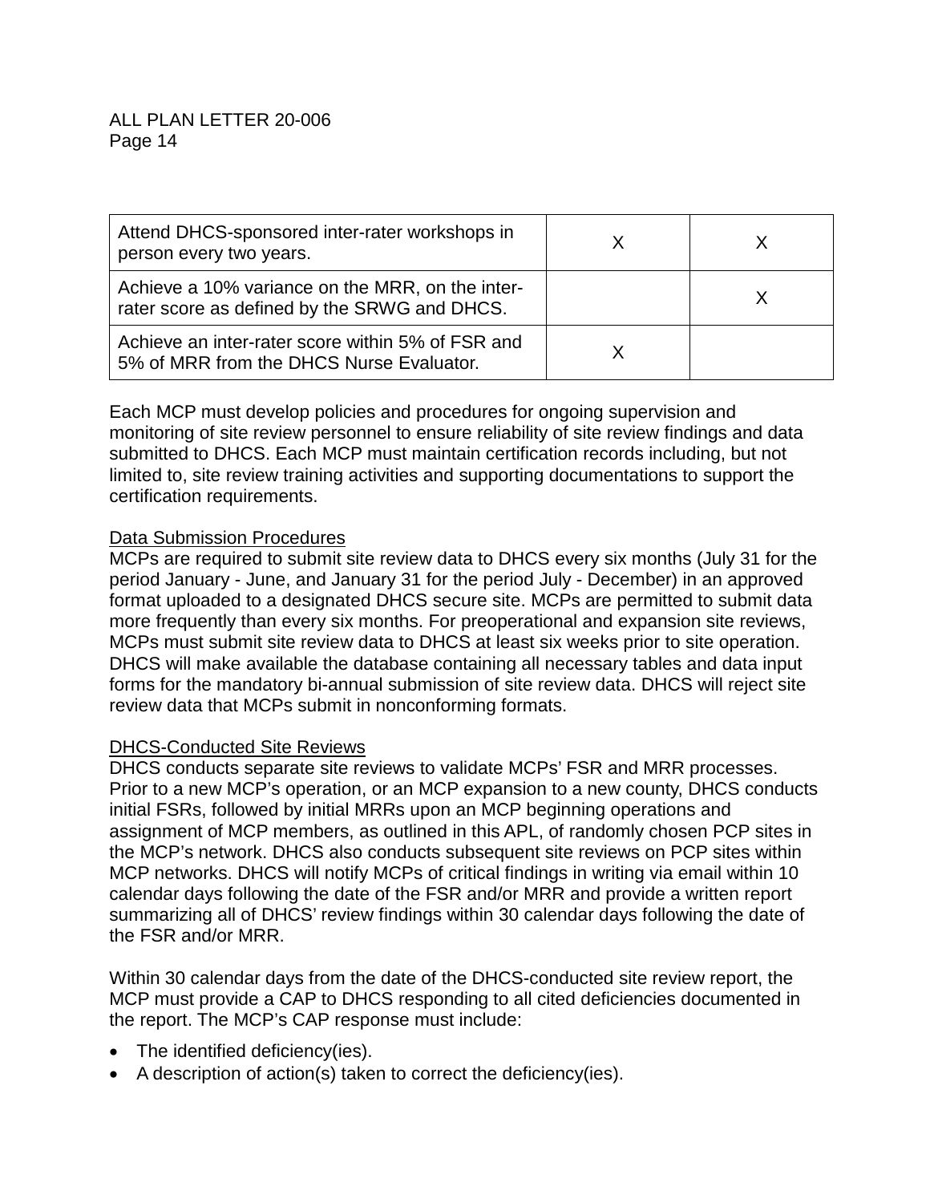| | | |
|---|---|---|
| Attend DHCS-sponsored inter-rater workshops in person every two years. | X | X |
| Achieve a 10% variance on the MRR, on the inter-rater score as defined by the SRWG and DHCS. | | X |
| Achieve an inter-rater score within 5% of FSR and 5% of MRR from the DHCS Nurse Evaluator. | X | |

Each MCP must develop policies and procedures for ongoing supervision and monitoring of site review personnel to ensure reliability of site review findings and data submitted to DHCS. Each MCP must maintain certification records including, but not limited to, site review training activities and supporting documentations to support the certification requirements.

<u>Data Submission Procedures</u>

MCPs are required to submit site review data to DHCS every six months (July 31 for the period January - June, and January 31 for the period July - December) in an approved format uploaded to a designated DHCS secure site. MCPs are permitted to submit data more frequently than every six months. For preoperational and expansion site reviews, MCPs must submit site review data to DHCS at least six weeks prior to site operation. DHCS will make available the database containing all necessary tables and data input forms for the mandatory bi-annual submission of site review data. DHCS will reject site review data that MCPs submit in nonconforming formats.

<u>DHCS-Conducted Site Reviews</u>

DHCS conducts separate site reviews to validate MCPs' FSR and MRR processes. Prior to a new MCP's operation, or an MCP expansion to a new county, DHCS conducts initial FSRs, followed by initial MRRs upon an MCP beginning operations and assignment of MCP members, as outlined in this APL, of randomly chosen PCP sites in the MCP's network. DHCS also conducts subsequent site reviews on PCP sites within MCP networks. DHCS will notify MCPs of critical findings in writing via email within 10 calendar days following the date of the FSR and/or MRR and provide a written report summarizing all of DHCS' review findings within 30 calendar days following the date of the FSR and/or MRR.

Within 30 calendar days from the date of the DHCS-conducted site review report, the MCP must provide a CAP to DHCS responding to all cited deficiencies documented in the report. The MCP's CAP response must include:

- The identified deficiency(ies).
- A description of action(s) taken to correct the deficiency(ies).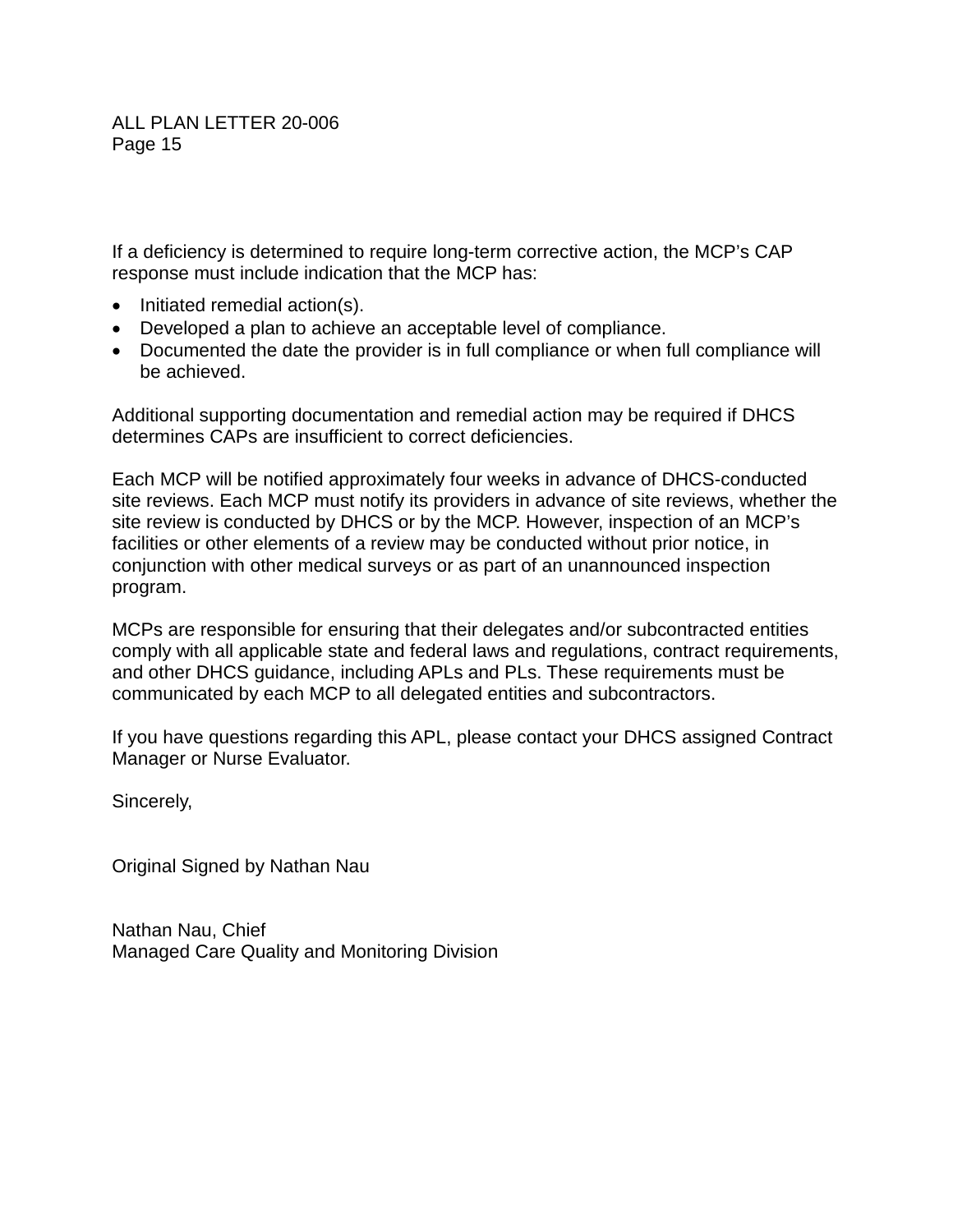If a deficiency is determined to require long-term corrective action, the MCP's CAP response must include indication that the MCP has:

- Initiated remedial action(s).
- Developed a plan to achieve an acceptable level of compliance.
- Documented the date the provider is in full compliance or when full compliance will be achieved.

Additional supporting documentation and remedial action may be required if DHCS determines CAPs are insufficient to correct deficiencies.

Each MCP will be notified approximately four weeks in advance of DHCS-conducted site reviews. Each MCP must notify its providers in advance of site reviews, whether the site review is conducted by DHCS or by the MCP. However, inspection of an MCP's facilities or other elements of a review may be conducted without prior notice, in conjunction with other medical surveys or as part of an unannounced inspection program.

MCPs are responsible for ensuring that their delegates and/or subcontracted entities comply with all applicable state and federal laws and regulations, contract requirements, and other DHCS guidance, including APLs and PLs. These requirements must be communicated by each MCP to all delegated entities and subcontractors.

If you have questions regarding this APL, please contact your DHCS assigned Contract Manager or Nurse Evaluator.

Sincerely,

Original Signed by Nathan Nau

Nathan Nau, Chief
Managed Care Quality and Monitoring Division